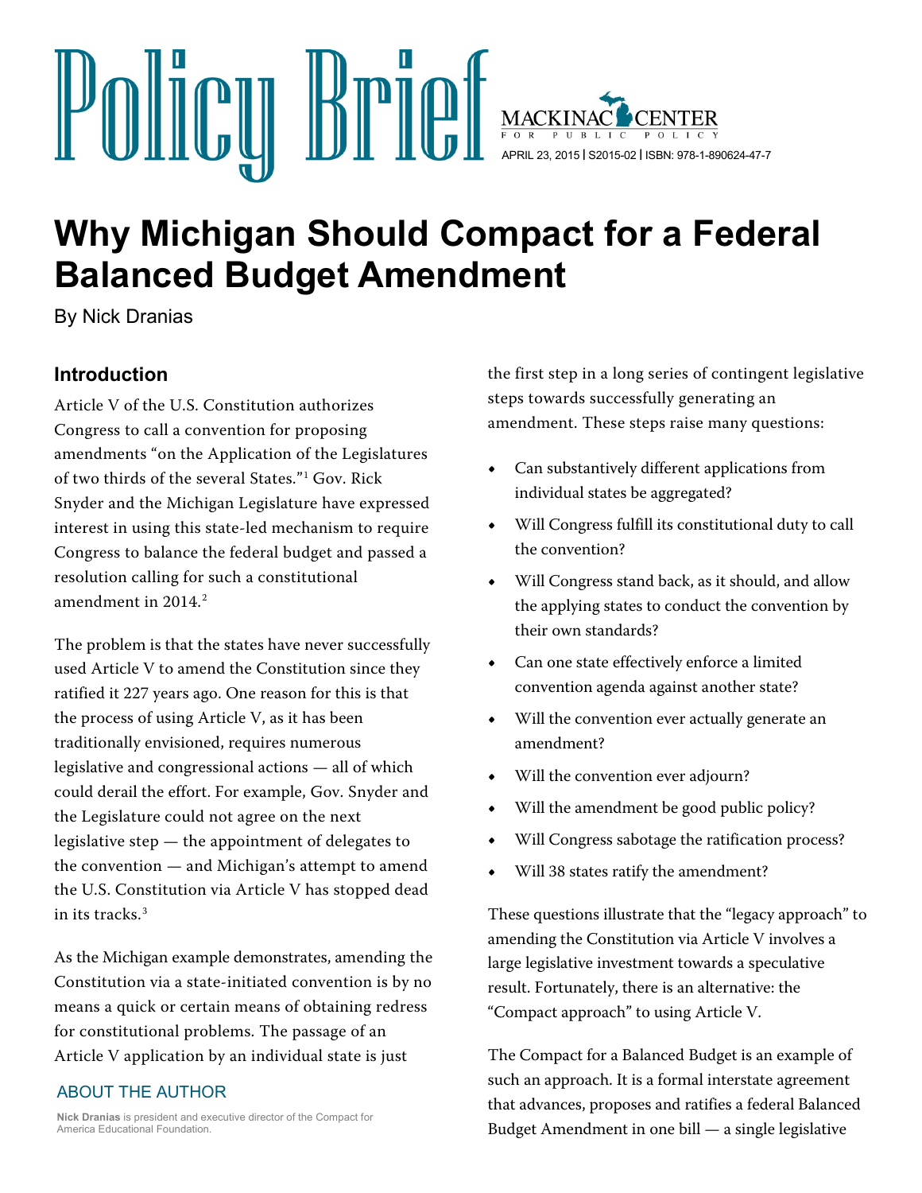# Policy Brief

MACKINAC CENTER FOR PUBLIC POLICY

APRIL 23, 2015 | S2015-02 | ISBN: 978-1-890624-47-7

# Why Michigan Should Compact for a Federal Balanced Budget Amendment

By Nick Dranias

## Introduction

Article V of the U.S. Constitution authorizes Congress to call a convention for proposing amendments "on the Application of the Legislatures of two thirds of the several States."[1] Gov. Rick Snyder and the Michigan Legislature have expressed interest in using this state-led mechanism to require Congress to balance the federal budget and passed a resolution calling for such a constitutional amendment in 2014.[2]

The problem is that the states have never successfully used Article V to amend the Constitution since they ratified it 227 years ago. One reason for this is that the process of using Article V, as it has been traditionally envisioned, requires numerous legislative and congressional actions — all of which could derail the effort. For example, Gov. Snyder and the Legislature could not agree on the next legislative step — the appointment of delegates to the convention — and Michigan's attempt to amend the U.S. Constitution via Article V has stopped dead in its tracks.[3]

As the Michigan example demonstrates, amending the Constitution via a state-initiated convention is by no means a quick or certain means of obtaining redress for constitutional problems. The passage of an Article V application by an individual state is just the first step in a long series of contingent legislative steps towards successfully generating an amendment. These steps raise many questions:

- Can substantively different applications from individual states be aggregated?
- Will Congress fulfill its constitutional duty to call the convention?
- Will Congress stand back, as it should, and allow the applying states to conduct the convention by their own standards?
- Can one state effectively enforce a limited convention agenda against another state?
- Will the convention ever actually generate an amendment?
- Will the convention ever adjourn?
- Will the amendment be good public policy?
- Will Congress sabotage the ratification process?
- Will 38 states ratify the amendment?

These questions illustrate that the "legacy approach" to amending the Constitution via Article V involves a large legislative investment towards a speculative result. Fortunately, there is an alternative: the "Compact approach" to using Article V.

The Compact for a Balanced Budget is an example of such an approach. It is a formal interstate agreement that advances, proposes and ratifies a federal Balanced Budget Amendment in one bill — a single legislative

ABOUT THE AUTHOR

**Nick Dranias** is president and executive director of the Compact for America Educational Foundation.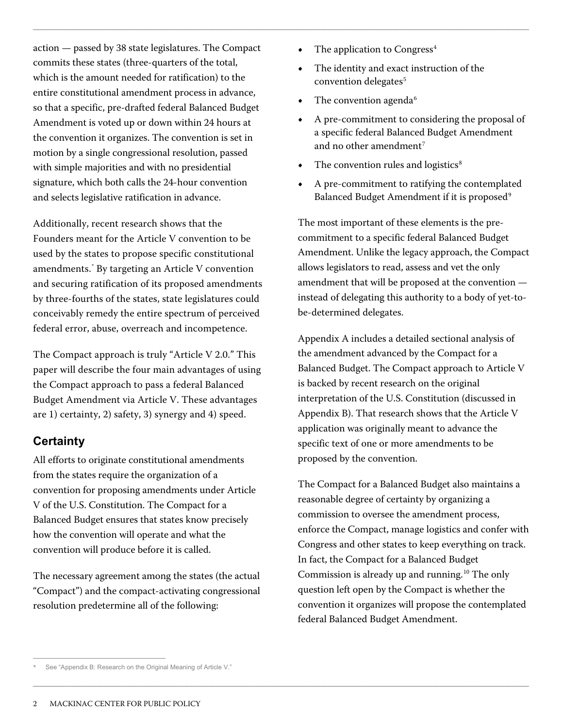action — passed by 38 state legislatures. The Compact commits these states (three-quarters of the total, which is the amount needed for ratification) to the entire constitutional amendment process in advance, so that a specific, pre-drafted federal Balanced Budget Amendment is voted up or down within 24 hours at the convention it organizes. The convention is set in motion by a single congressional resolution, passed with simple majorities and with no presidential signature, which both calls the 24-hour convention and selects legislative ratification in advance.

Additionally, recent research shows that the Founders meant for the Article V convention to be used by the states to propose specific constitutional amendments.* By targeting an Article V convention and securing ratification of its proposed amendments by three-fourths of the states, state legislatures could conceivably remedy the entire spectrum of perceived federal error, abuse, overreach and incompetence.

The Compact approach is truly "Article V 2.0." This paper will describe the four main advantages of using the Compact approach to pass a federal Balanced Budget Amendment via Article V. These advantages are 1) certainty, 2) safety, 3) synergy and 4) speed.

## Certainty

All efforts to originate constitutional amendments from the states require the organization of a convention for proposing amendments under Article V of the U.S. Constitution. The Compact for a Balanced Budget ensures that states know precisely how the convention will operate and what the convention will produce before it is called.

The necessary agreement among the states (the actual "Compact") and the compact-activating congressional resolution predetermine all of the following:

- The application to Congress[4]
- The identity and exact instruction of the convention delegates[5]
- The convention agenda[6]
- A pre-commitment to considering the proposal of a specific federal Balanced Budget Amendment and no other amendment[7]
- The convention rules and logistics[8]
- A pre-commitment to ratifying the contemplated Balanced Budget Amendment if it is proposed[9]

The most important of these elements is the pre-commitment to a specific federal Balanced Budget Amendment. Unlike the legacy approach, the Compact allows legislators to read, assess and vet the only amendment that will be proposed at the convention — instead of delegating this authority to a body of yet-to-be-determined delegates.

Appendix A includes a detailed sectional analysis of the amendment advanced by the Compact for a Balanced Budget. The Compact approach to Article V is backed by recent research on the original interpretation of the U.S. Constitution (discussed in Appendix B). That research shows that the Article V application was originally meant to advance the specific text of one or more amendments to be proposed by the convention.

The Compact for a Balanced Budget also maintains a reasonable degree of certainty by organizing a commission to oversee the amendment process, enforce the Compact, manage logistics and confer with Congress and other states to keep everything on track. In fact, the Compact for a Balanced Budget Commission is already up and running.[10] The only question left open by the Compact is whether the convention it organizes will propose the contemplated federal Balanced Budget Amendment.

---

* See "Appendix B: Research on the Original Meaning of Article V."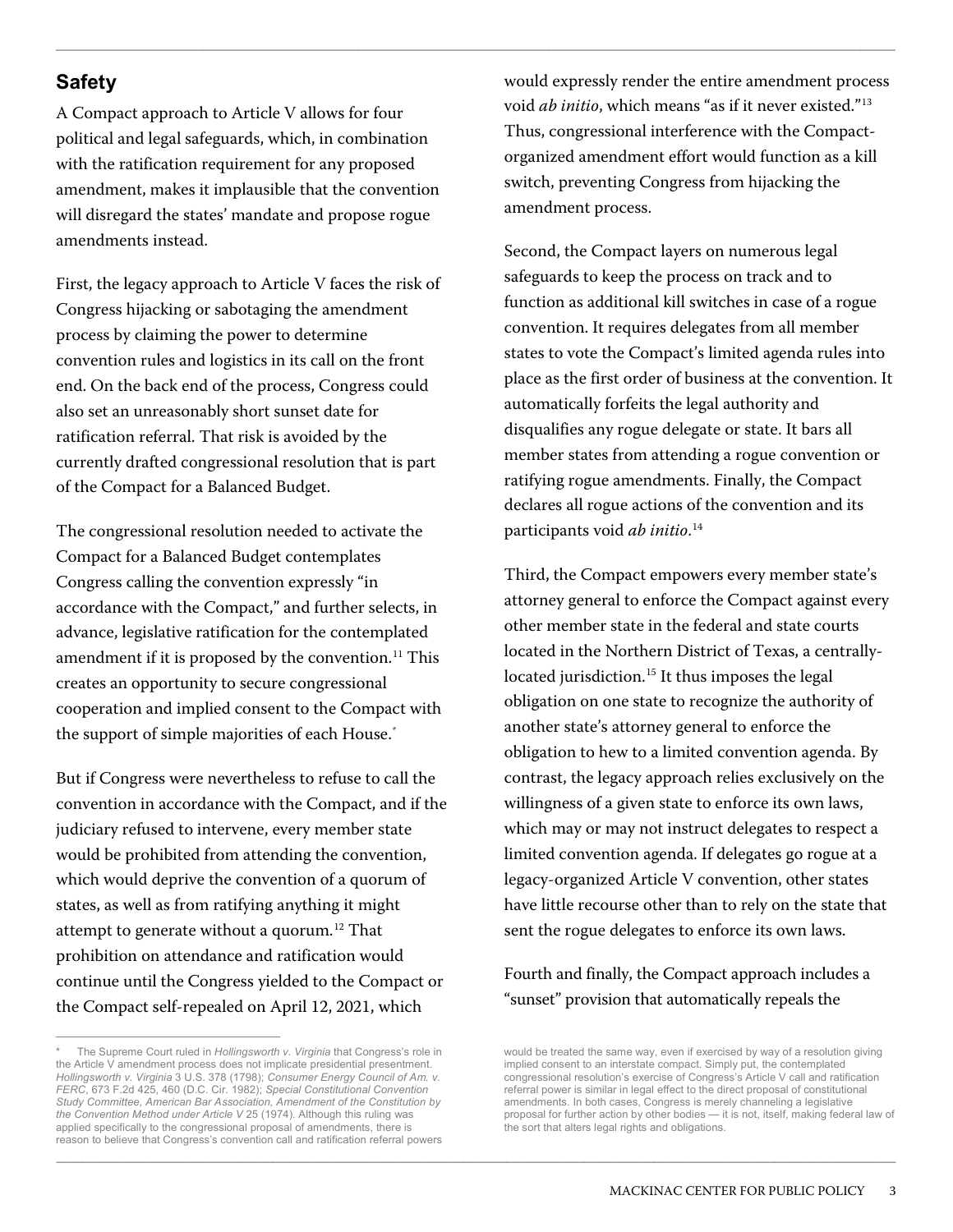## Safety

A Compact approach to Article V allows for four political and legal safeguards, which, in combination with the ratification requirement for any proposed amendment, makes it implausible that the convention will disregard the states' mandate and propose rogue amendments instead.

First, the legacy approach to Article V faces the risk of Congress hijacking or sabotaging the amendment process by claiming the power to determine convention rules and logistics in its call on the front end. On the back end of the process, Congress could also set an unreasonably short sunset date for ratification referral. That risk is avoided by the currently drafted congressional resolution that is part of the Compact for a Balanced Budget.

The congressional resolution needed to activate the Compact for a Balanced Budget contemplates Congress calling the convention expressly "in accordance with the Compact," and further selects, in advance, legislative ratification for the contemplated amendment if it is proposed by the convention.[11] This creates an opportunity to secure congressional cooperation and implied consent to the Compact with the support of simple majorities of each House.[*]

But if Congress were nevertheless to refuse to call the convention in accordance with the Compact, and if the judiciary refused to intervene, every member state would be prohibited from attending the convention, which would deprive the convention of a quorum of states, as well as from ratifying anything it might attempt to generate without a quorum.[12] That prohibition on attendance and ratification would continue until the Congress yielded to the Compact or the Compact self-repealed on April 12, 2021, which would expressly render the entire amendment process void *ab initio*, which means "as if it never existed."[13] Thus, congressional interference with the Compact-organized amendment effort would function as a kill switch, preventing Congress from hijacking the amendment process.

Second, the Compact layers on numerous legal safeguards to keep the process on track and to function as additional kill switches in case of a rogue convention. It requires delegates from all member states to vote the Compact's limited agenda rules into place as the first order of business at the convention. It automatically forfeits the legal authority and disqualifies any rogue delegate or state. It bars all member states from attending a rogue convention or ratifying rogue amendments. Finally, the Compact declares all rogue actions of the convention and its participants void *ab initio*.[14]

Third, the Compact empowers every member state's attorney general to enforce the Compact against every other member state in the federal and state courts located in the Northern District of Texas, a centrally-located jurisdiction.[15] It thus imposes the legal obligation on one state to recognize the authority of another state's attorney general to enforce the obligation to hew to a limited convention agenda. By contrast, the legacy approach relies exclusively on the willingness of a given state to enforce its own laws, which may or may not instruct delegates to respect a limited convention agenda. If delegates go rogue at a legacy-organized Article V convention, other states have little recourse other than to rely on the state that sent the rogue delegates to enforce its own laws.

Fourth and finally, the Compact approach includes a "sunset" provision that automatically repeals the

---

\* The Supreme Court ruled in *Hollingsworth v. Virginia* that Congress's role in the Article V amendment process does not implicate presidential presentment. *Hollingsworth v. Virginia* 3 U.S. 378 (1798); *Consumer Energy Council of Am. v. FERC*, 673 F.2d 425, 460 (D.C. Cir. 1982); *Special Constitutional Convention Study Committee, American Bar Association, Amendment of the Constitution by the Convention Method under Article V* 25 (1974). Although this ruling was applied specifically to the congressional proposal of amendments, there is reason to believe that Congress's convention call and ratification referral powers would be treated the same way, even if exercised by way of a resolution giving implied consent to an interstate compact. Simply put, the contemplated congressional resolution's exercise of Congress's Article V call and ratification referral power is similar in legal effect to the direct proposal of constitutional amendments. In both cases, Congress is merely channeling a legislative proposal for further action by other bodies — it is not, itself, making federal law of the sort that alters legal rights and obligations.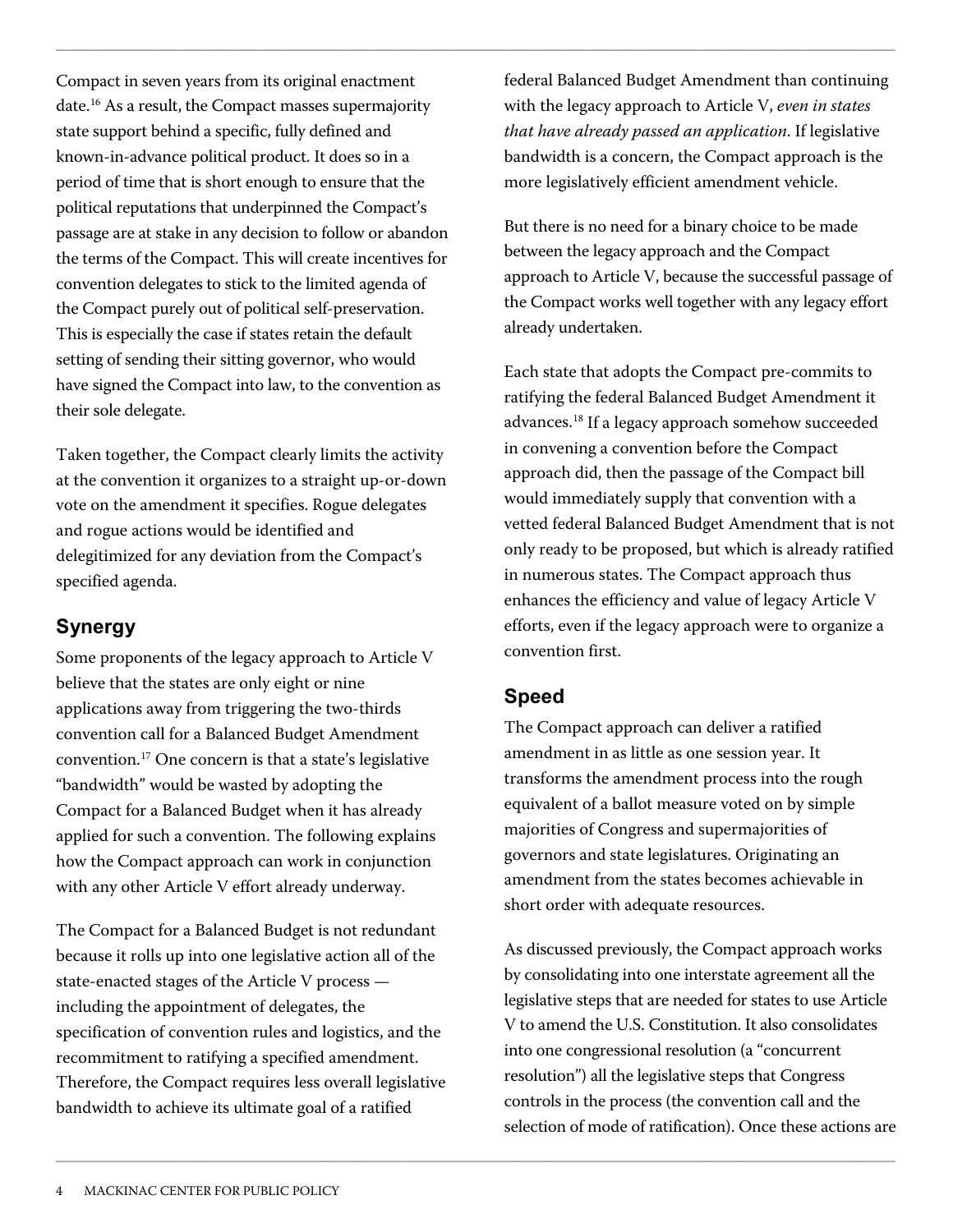Compact in seven years from its original enactment date.[16] As a result, the Compact masses supermajority state support behind a specific, fully defined and known-in-advance political product. It does so in a period of time that is short enough to ensure that the political reputations that underpinned the Compact's passage are at stake in any decision to follow or abandon the terms of the Compact. This will create incentives for convention delegates to stick to the limited agenda of the Compact purely out of political self-preservation. This is especially the case if states retain the default setting of sending their sitting governor, who would have signed the Compact into law, to the convention as their sole delegate.

Taken together, the Compact clearly limits the activity at the convention it organizes to a straight up-or-down vote on the amendment it specifies. Rogue delegates and rogue actions would be identified and delegitimized for any deviation from the Compact's specified agenda.

## Synergy

Some proponents of the legacy approach to Article V believe that the states are only eight or nine applications away from triggering the two-thirds convention call for a Balanced Budget Amendment convention.[17] One concern is that a state's legislative "bandwidth" would be wasted by adopting the Compact for a Balanced Budget when it has already applied for such a convention. The following explains how the Compact approach can work in conjunction with any other Article V effort already underway.

The Compact for a Balanced Budget is not redundant because it rolls up into one legislative action all of the state-enacted stages of the Article V process — including the appointment of delegates, the specification of convention rules and logistics, and the recommitment to ratifying a specified amendment. Therefore, the Compact requires less overall legislative bandwidth to achieve its ultimate goal of a ratified federal Balanced Budget Amendment than continuing with the legacy approach to Article V, *even in states that have already passed an application*. If legislative bandwidth is a concern, the Compact approach is the more legislatively efficient amendment vehicle.

But there is no need for a binary choice to be made between the legacy approach and the Compact approach to Article V, because the successful passage of the Compact works well together with any legacy effort already undertaken.

Each state that adopts the Compact pre-commits to ratifying the federal Balanced Budget Amendment it advances.[18] If a legacy approach somehow succeeded in convening a convention before the Compact approach did, then the passage of the Compact bill would immediately supply that convention with a vetted federal Balanced Budget Amendment that is not only ready to be proposed, but which is already ratified in numerous states. The Compact approach thus enhances the efficiency and value of legacy Article V efforts, even if the legacy approach were to organize a convention first.

## Speed

The Compact approach can deliver a ratified amendment in as little as one session year. It transforms the amendment process into the rough equivalent of a ballot measure voted on by simple majorities of Congress and supermajorities of governors and state legislatures. Originating an amendment from the states becomes achievable in short order with adequate resources.

As discussed previously, the Compact approach works by consolidating into one interstate agreement all the legislative steps that are needed for states to use Article V to amend the U.S. Constitution. It also consolidates into one congressional resolution (a "concurrent resolution") all the legislative steps that Congress controls in the process (the convention call and the selection of mode of ratification). Once these actions are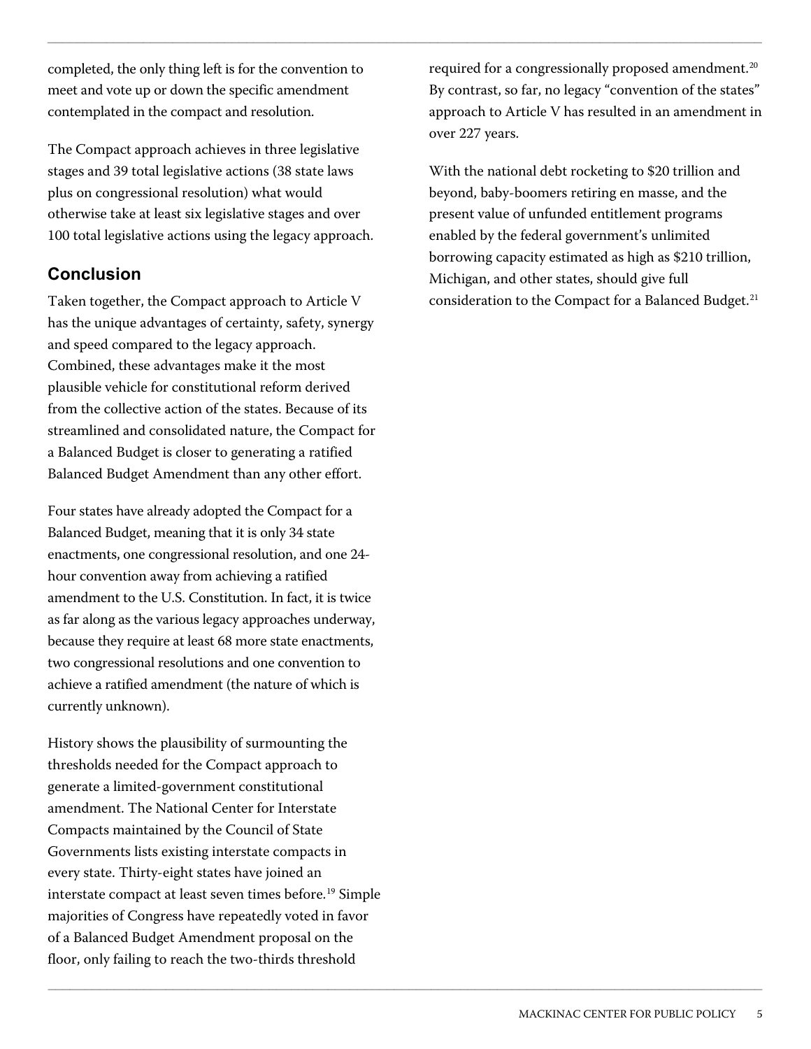completed, the only thing left is for the convention to meet and vote up or down the specific amendment contemplated in the compact and resolution.

The Compact approach achieves in three legislative stages and 39 total legislative actions (38 state laws plus on congressional resolution) what would otherwise take at least six legislative stages and over 100 total legislative actions using the legacy approach.

## Conclusion

Taken together, the Compact approach to Article V has the unique advantages of certainty, safety, synergy and speed compared to the legacy approach. Combined, these advantages make it the most plausible vehicle for constitutional reform derived from the collective action of the states. Because of its streamlined and consolidated nature, the Compact for a Balanced Budget is closer to generating a ratified Balanced Budget Amendment than any other effort.

Four states have already adopted the Compact for a Balanced Budget, meaning that it is only 34 state enactments, one congressional resolution, and one 24-hour convention away from achieving a ratified amendment to the U.S. Constitution. In fact, it is twice as far along as the various legacy approaches underway, because they require at least 68 more state enactments, two congressional resolutions and one convention to achieve a ratified amendment (the nature of which is currently unknown).

History shows the plausibility of surmounting the thresholds needed for the Compact approach to generate a limited-government constitutional amendment. The National Center for Interstate Compacts maintained by the Council of State Governments lists existing interstate compacts in every state. Thirty-eight states have joined an interstate compact at least seven times before.[19] Simple majorities of Congress have repeatedly voted in favor of a Balanced Budget Amendment proposal on the floor, only failing to reach the two-thirds threshold required for a congressionally proposed amendment.[20] By contrast, so far, no legacy "convention of the states" approach to Article V has resulted in an amendment in over 227 years.

With the national debt rocketing to $20 trillion and beyond, baby-boomers retiring en masse, and the present value of unfunded entitlement programs enabled by the federal government's unlimited borrowing capacity estimated as high as $210 trillion, Michigan, and other states, should give full consideration to the Compact for a Balanced Budget.[21]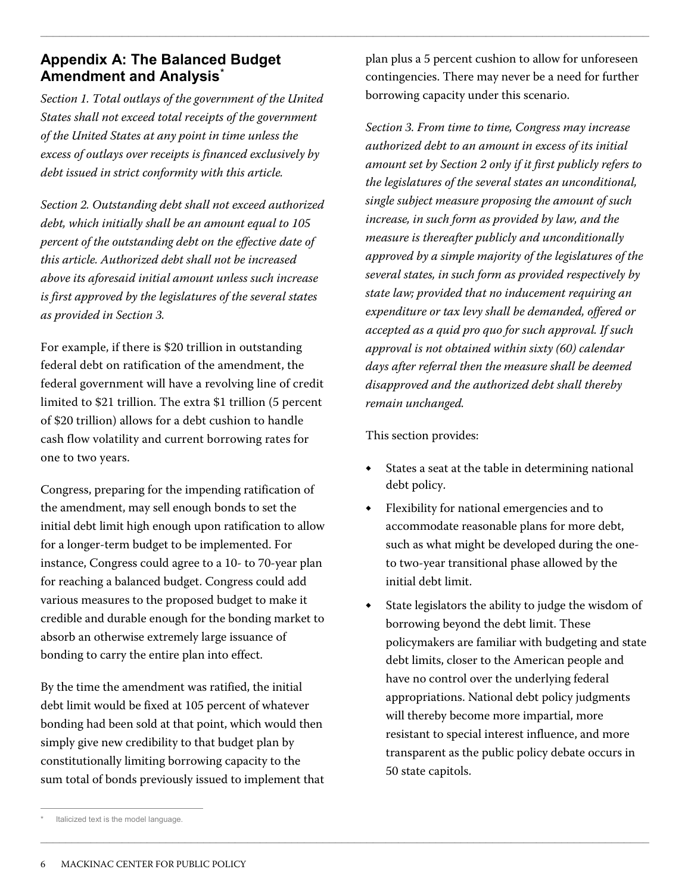## Appendix A: The Balanced Budget Amendment and Analysis*

*Section 1. Total outlays of the government of the United States shall not exceed total receipts of the government of the United States at any point in time unless the excess of outlays over receipts is financed exclusively by debt issued in strict conformity with this article.*

*Section 2. Outstanding debt shall not exceed authorized debt, which initially shall be an amount equal to 105 percent of the outstanding debt on the effective date of this article. Authorized debt shall not be increased above its aforesaid initial amount unless such increase is first approved by the legislatures of the several states as provided in Section 3.*

For example, if there is $20 trillion in outstanding federal debt on ratification of the amendment, the federal government will have a revolving line of credit limited to $21 trillion. The extra $1 trillion (5 percent of $20 trillion) allows for a debt cushion to handle cash flow volatility and current borrowing rates for one to two years.

Congress, preparing for the impending ratification of the amendment, may sell enough bonds to set the initial debt limit high enough upon ratification to allow for a longer-term budget to be implemented. For instance, Congress could agree to a 10- to 70-year plan for reaching a balanced budget. Congress could add various measures to the proposed budget to make it credible and durable enough for the bonding market to absorb an otherwise extremely large issuance of bonding to carry the entire plan into effect.

By the time the amendment was ratified, the initial debt limit would be fixed at 105 percent of whatever bonding had been sold at that point, which would then simply give new credibility to that budget plan by constitutionally limiting borrowing capacity to the sum total of bonds previously issued to implement that plan plus a 5 percent cushion to allow for unforeseen contingencies. There may never be a need for further borrowing capacity under this scenario.

*Section 3. From time to time, Congress may increase authorized debt to an amount in excess of its initial amount set by Section 2 only if it first publicly refers to the legislatures of the several states an unconditional, single subject measure proposing the amount of such increase, in such form as provided by law, and the measure is thereafter publicly and unconditionally approved by a simple majority of the legislatures of the several states, in such form as provided respectively by state law; provided that no inducement requiring an expenditure or tax levy shall be demanded, offered or accepted as a quid pro quo for such approval. If such approval is not obtained within sixty (60) calendar days after referral then the measure shall be deemed disapproved and the authorized debt shall thereby remain unchanged.*

This section provides:

- States a seat at the table in determining national debt policy.
- Flexibility for national emergencies and to accommodate reasonable plans for more debt, such as what might be developed during the one- to two-year transitional phase allowed by the initial debt limit.
- State legislators the ability to judge the wisdom of borrowing beyond the debt limit. These policymakers are familiar with budgeting and state debt limits, closer to the American people and have no control over the underlying federal appropriations. National debt policy judgments will thereby become more impartial, more resistant to special interest influence, and more transparent as the public policy debate occurs in 50 state capitols.

* Italicized text is the model language.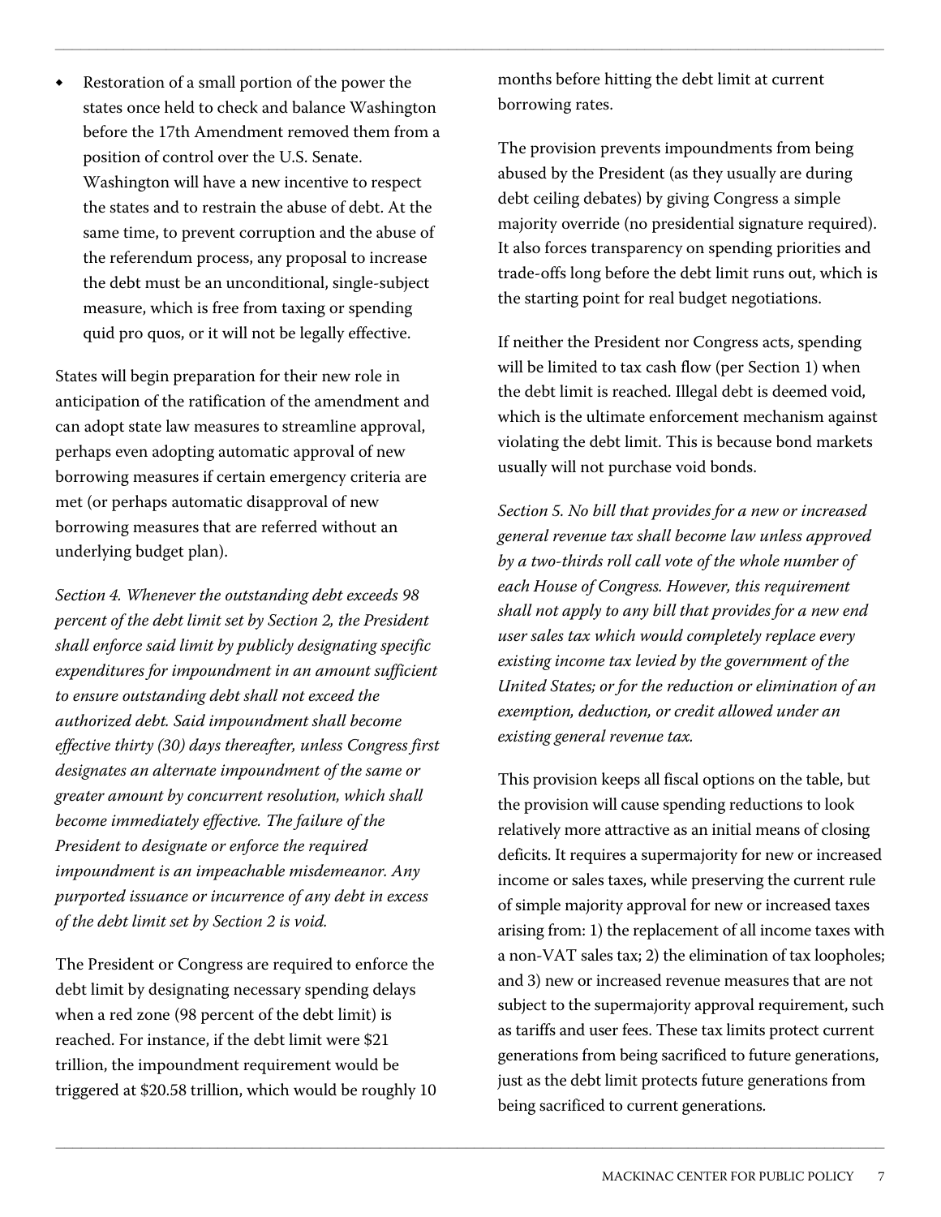- Restoration of a small portion of the power the states once held to check and balance Washington before the 17th Amendment removed them from a position of control over the U.S. Senate. Washington will have a new incentive to respect the states and to restrain the abuse of debt. At the same time, to prevent corruption and the abuse of the referendum process, any proposal to increase the debt must be an unconditional, single-subject measure, which is free from taxing or spending quid pro quos, or it will not be legally effective.

States will begin preparation for their new role in anticipation of the ratification of the amendment and can adopt state law measures to streamline approval, perhaps even adopting automatic approval of new borrowing measures if certain emergency criteria are met (or perhaps automatic disapproval of new borrowing measures that are referred without an underlying budget plan).

*Section 4. Whenever the outstanding debt exceeds 98 percent of the debt limit set by Section 2, the President shall enforce said limit by publicly designating specific expenditures for impoundment in an amount sufficient to ensure outstanding debt shall not exceed the authorized debt. Said impoundment shall become effective thirty (30) days thereafter, unless Congress first designates an alternate impoundment of the same or greater amount by concurrent resolution, which shall become immediately effective. The failure of the President to designate or enforce the required impoundment is an impeachable misdemeanor. Any purported issuance or incurrence of any debt in excess of the debt limit set by Section 2 is void.*

The President or Congress are required to enforce the debt limit by designating necessary spending delays when a red zone (98 percent of the debt limit) is reached. For instance, if the debt limit were $21 trillion, the impoundment requirement would be triggered at $20.58 trillion, which would be roughly 10 months before hitting the debt limit at current borrowing rates.

The provision prevents impoundments from being abused by the President (as they usually are during debt ceiling debates) by giving Congress a simple majority override (no presidential signature required). It also forces transparency on spending priorities and trade-offs long before the debt limit runs out, which is the starting point for real budget negotiations.

If neither the President nor Congress acts, spending will be limited to tax cash flow (per Section 1) when the debt limit is reached. Illegal debt is deemed void, which is the ultimate enforcement mechanism against violating the debt limit. This is because bond markets usually will not purchase void bonds.

*Section 5. No bill that provides for a new or increased general revenue tax shall become law unless approved by a two-thirds roll call vote of the whole number of each House of Congress. However, this requirement shall not apply to any bill that provides for a new end user sales tax which would completely replace every existing income tax levied by the government of the United States; or for the reduction or elimination of an exemption, deduction, or credit allowed under an existing general revenue tax.*

This provision keeps all fiscal options on the table, but the provision will cause spending reductions to look relatively more attractive as an initial means of closing deficits. It requires a supermajority for new or increased income or sales taxes, while preserving the current rule of simple majority approval for new or increased taxes arising from: 1) the replacement of all income taxes with a non-VAT sales tax; 2) the elimination of tax loopholes; and 3) new or increased revenue measures that are not subject to the supermajority approval requirement, such as tariffs and user fees. These tax limits protect current generations from being sacrificed to future generations, just as the debt limit protects future generations from being sacrificed to current generations.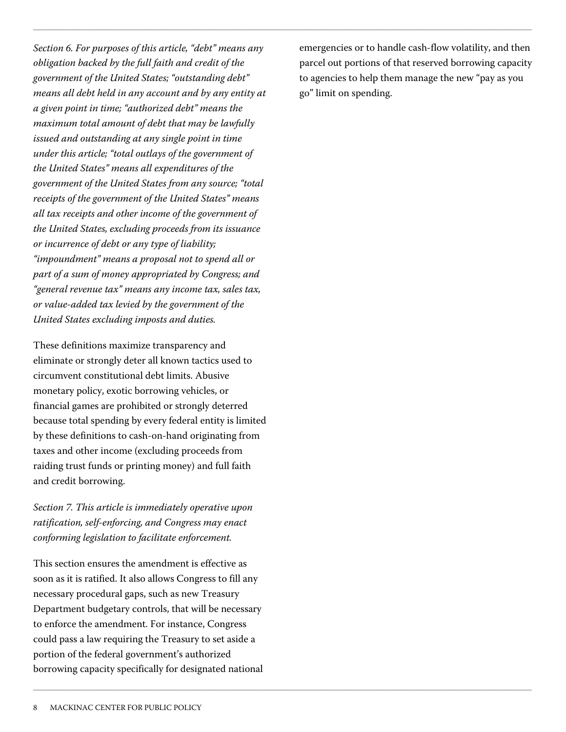*Section 6. For purposes of this article, "debt" means any obligation backed by the full faith and credit of the government of the United States; "outstanding debt" means all debt held in any account and by any entity at a given point in time; "authorized debt" means the maximum total amount of debt that may be lawfully issued and outstanding at any single point in time under this article; "total outlays of the government of the United States" means all expenditures of the government of the United States from any source; "total receipts of the government of the United States" means all tax receipts and other income of the government of the United States, excluding proceeds from its issuance or incurrence of debt or any type of liability; "impoundment" means a proposal not to spend all or part of a sum of money appropriated by Congress; and "general revenue tax" means any income tax, sales tax, or value-added tax levied by the government of the United States excluding imposts and duties.*

These definitions maximize transparency and eliminate or strongly deter all known tactics used to circumvent constitutional debt limits. Abusive monetary policy, exotic borrowing vehicles, or financial games are prohibited or strongly deterred because total spending by every federal entity is limited by these definitions to cash-on-hand originating from taxes and other income (excluding proceeds from raiding trust funds or printing money) and full faith and credit borrowing.

*Section 7. This article is immediately operative upon ratification, self-enforcing, and Congress may enact conforming legislation to facilitate enforcement.*

This section ensures the amendment is effective as soon as it is ratified. It also allows Congress to fill any necessary procedural gaps, such as new Treasury Department budgetary controls, that will be necessary to enforce the amendment. For instance, Congress could pass a law requiring the Treasury to set aside a portion of the federal government's authorized borrowing capacity specifically for designated national emergencies or to handle cash-flow volatility, and then parcel out portions of that reserved borrowing capacity to agencies to help them manage the new "pay as you go" limit on spending.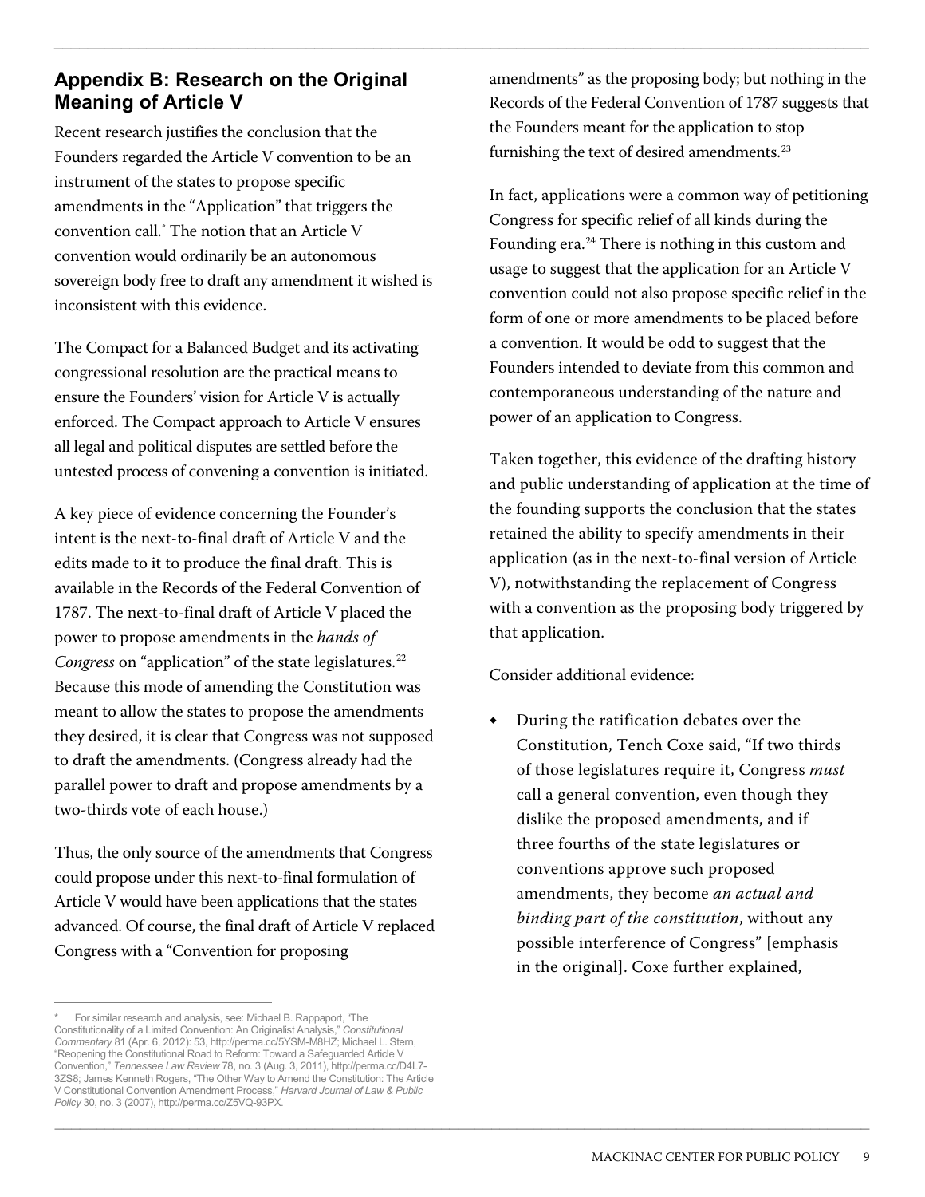## Appendix B: Research on the Original Meaning of Article V

Recent research justifies the conclusion that the Founders regarded the Article V convention to be an instrument of the states to propose specific amendments in the "Application" that triggers the convention call.* The notion that an Article V convention would ordinarily be an autonomous sovereign body free to draft any amendment it wished is inconsistent with this evidence.

The Compact for a Balanced Budget and its activating congressional resolution are the practical means to ensure the Founders' vision for Article V is actually enforced. The Compact approach to Article V ensures all legal and political disputes are settled before the untested process of convening a convention is initiated.

A key piece of evidence concerning the Founder's intent is the next-to-final draft of Article V and the edits made to it to produce the final draft. This is available in the Records of the Federal Convention of 1787. The next-to-final draft of Article V placed the power to propose amendments in the *hands of Congress* on "application" of the state legislatures.[22] Because this mode of amending the Constitution was meant to allow the states to propose the amendments they desired, it is clear that Congress was not supposed to draft the amendments. (Congress already had the parallel power to draft and propose amendments by a two-thirds vote of each house.)

Thus, the only source of the amendments that Congress could propose under this next-to-final formulation of Article V would have been applications that the states advanced. Of course, the final draft of Article V replaced Congress with a "Convention for proposing amendments" as the proposing body; but nothing in the Records of the Federal Convention of 1787 suggests that the Founders meant for the application to stop furnishing the text of desired amendments.[23]

In fact, applications were a common way of petitioning Congress for specific relief of all kinds during the Founding era.[24] There is nothing in this custom and usage to suggest that the application for an Article V convention could not also propose specific relief in the form of one or more amendments to be placed before a convention. It would be odd to suggest that the Founders intended to deviate from this common and contemporaneous understanding of the nature and power of an application to Congress.

Taken together, this evidence of the drafting history and public understanding of application at the time of the founding supports the conclusion that the states retained the ability to specify amendments in their application (as in the next-to-final version of Article V), notwithstanding the replacement of Congress with a convention as the proposing body triggered by that application.

Consider additional evidence:

- During the ratification debates over the Constitution, Tench Coxe said, "If two thirds of those legislatures require it, Congress *must* call a general convention, even though they dislike the proposed amendments, and if three fourths of the state legislatures or conventions approve such proposed amendments, they become *an actual and binding part of the constitution*, without any possible interference of Congress" [emphasis in the original]. Coxe further explained,

---

\* For similar research and analysis, see: Michael B. Rappaport, "The Constitutionality of a Limited Convention: An Originalist Analysis," *Constitutional Commentary* 81 (Apr. 6, 2012): 53, http://perma.cc/5YSM-M8HZ; Michael L. Stern, "Reopening the Constitutional Road to Reform: Toward a Safeguarded Article V Convention," *Tennessee Law Review* 78, no. 3 (Aug. 3, 2011), http://perma.cc/D4L7-3ZS8; James Kenneth Rogers, "The Other Way to Amend the Constitution: The Article V Constitutional Convention Amendment Process," *Harvard Journal of Law & Public Policy* 30, no. 3 (2007), http://perma.cc/Z5VQ-93PX.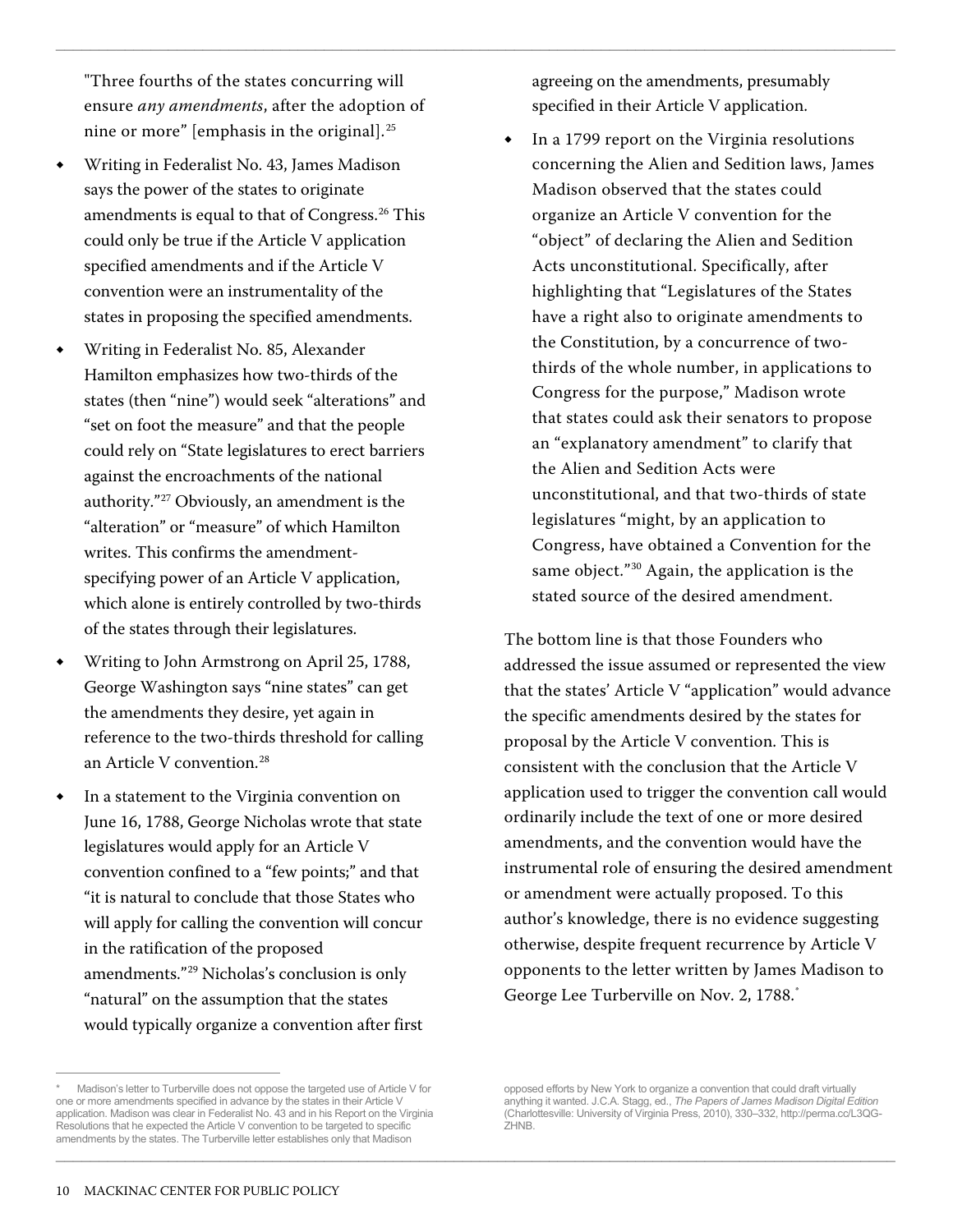"Three fourths of the states concurring will ensure *any amendments*, after the adoption of nine or more" [emphasis in the original].[25]

- Writing in Federalist No. 43, James Madison says the power of the states to originate amendments is equal to that of Congress.[26] This could only be true if the Article V application specified amendments and if the Article V convention were an instrumentality of the states in proposing the specified amendments.
- Writing in Federalist No. 85, Alexander Hamilton emphasizes how two-thirds of the states (then "nine") would seek "alterations" and "set on foot the measure" and that the people could rely on "State legislatures to erect barriers against the encroachments of the national authority."[27] Obviously, an amendment is the "alteration" or "measure" of which Hamilton writes. This confirms the amendment-specifying power of an Article V application, which alone is entirely controlled by two-thirds of the states through their legislatures.
- Writing to John Armstrong on April 25, 1788, George Washington says "nine states" can get the amendments they desire, yet again in reference to the two-thirds threshold for calling an Article V convention.[28]
- In a statement to the Virginia convention on June 16, 1788, George Nicholas wrote that state legislatures would apply for an Article V convention confined to a "few points;" and that "it is natural to conclude that those States who will apply for calling the convention will concur in the ratification of the proposed amendments."[29] Nicholas's conclusion is only "natural" on the assumption that the states would typically organize a convention after first agreeing on the amendments, presumably specified in their Article V application.
- In a 1799 report on the Virginia resolutions concerning the Alien and Sedition laws, James Madison observed that the states could organize an Article V convention for the "object" of declaring the Alien and Sedition Acts unconstitutional. Specifically, after highlighting that "Legislatures of the States have a right also to originate amendments to the Constitution, by a concurrence of two-thirds of the whole number, in applications to Congress for the purpose," Madison wrote that states could ask their senators to propose an "explanatory amendment" to clarify that the Alien and Sedition Acts were unconstitutional, and that two-thirds of state legislatures "might, by an application to Congress, have obtained a Convention for the same object."[30] Again, the application is the stated source of the desired amendment.

The bottom line is that those Founders who addressed the issue assumed or represented the view that the states' Article V "application" would advance the specific amendments desired by the states for proposal by the Article V convention. This is consistent with the conclusion that the Article V application used to trigger the convention call would ordinarily include the text of one or more desired amendments, and the convention would have the instrumental role of ensuring the desired amendment or amendment were actually proposed. To this author's knowledge, there is no evidence suggesting otherwise, despite frequent recurrence by Article V opponents to the letter written by James Madison to George Lee Turberville on Nov. 2, 1788.*

---

\* Madison's letter to Turberville does not oppose the targeted use of Article V for one or more amendments specified in advance by the states in their Article V application. Madison was clear in Federalist No. 43 and in his Report on the Virginia Resolutions that he expected the Article V convention to be targeted to specific amendments by the states. The Turberville letter establishes only that Madison opposed efforts by New York to organize a convention that could draft virtually anything it wanted. J.C.A. Stagg, ed., *The Papers of James Madison Digital Edition* (Charlottesville: University of Virginia Press, 2010), 330–332, http://perma.cc/L3QG-ZHNB.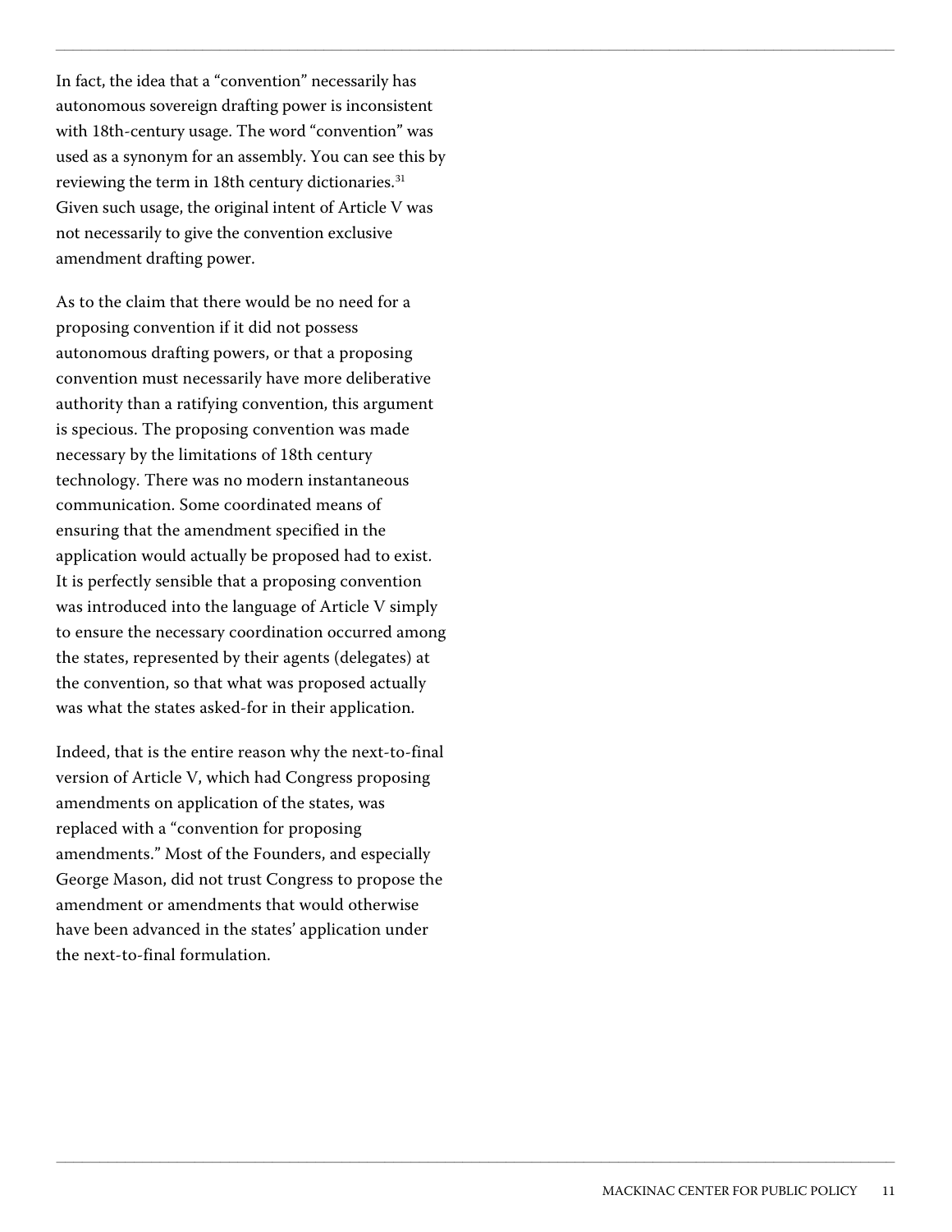In fact, the idea that a "convention" necessarily has autonomous sovereign drafting power is inconsistent with 18th-century usage. The word "convention" was used as a synonym for an assembly. You can see this by reviewing the term in 18th century dictionaries.[31] Given such usage, the original intent of Article V was not necessarily to give the convention exclusive amendment drafting power.

As to the claim that there would be no need for a proposing convention if it did not possess autonomous drafting powers, or that a proposing convention must necessarily have more deliberative authority than a ratifying convention, this argument is specious. The proposing convention was made necessary by the limitations of 18th century technology. There was no modern instantaneous communication. Some coordinated means of ensuring that the amendment specified in the application would actually be proposed had to exist. It is perfectly sensible that a proposing convention was introduced into the language of Article V simply to ensure the necessary coordination occurred among the states, represented by their agents (delegates) at the convention, so that what was proposed actually was what the states asked-for in their application.

Indeed, that is the entire reason why the next-to-final version of Article V, which had Congress proposing amendments on application of the states, was replaced with a "convention for proposing amendments." Most of the Founders, and especially George Mason, did not trust Congress to propose the amendment or amendments that would otherwise have been advanced in the states' application under the next-to-final formulation.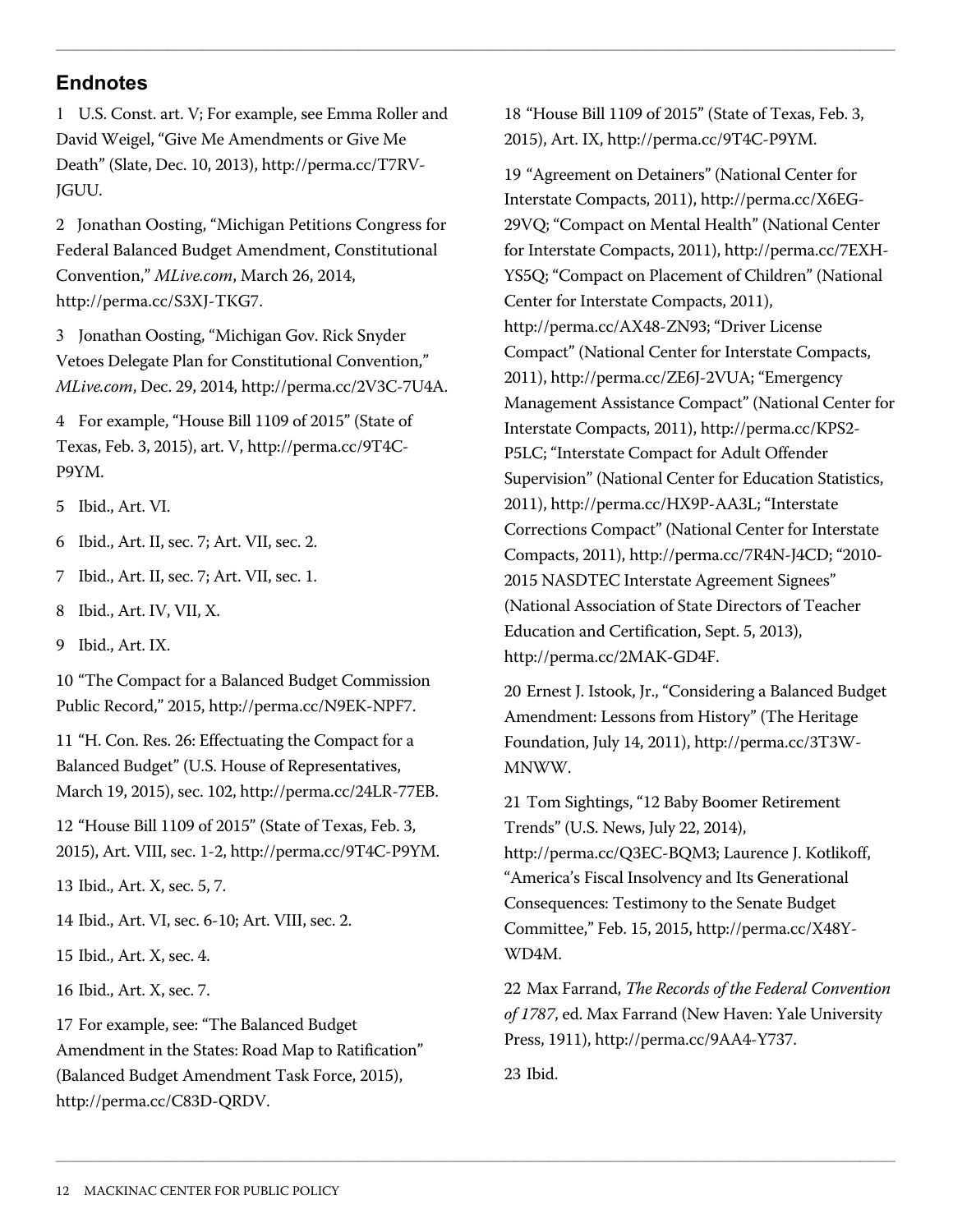## Endnotes

1 U.S. Const. art. V; For example, see Emma Roller and David Weigel, "Give Me Amendments or Give Me Death" (Slate, Dec. 10, 2013), http://perma.cc/T7RV-JGUU.

2 Jonathan Oosting, "Michigan Petitions Congress for Federal Balanced Budget Amendment, Constitutional Convention," *MLive.com*, March 26, 2014, http://perma.cc/S3XJ-TKG7.

3 Jonathan Oosting, "Michigan Gov. Rick Snyder Vetoes Delegate Plan for Constitutional Convention," *MLive.com*, Dec. 29, 2014, http://perma.cc/2V3C-7U4A.

4 For example, "House Bill 1109 of 2015" (State of Texas, Feb. 3, 2015), art. V, http://perma.cc/9T4C-P9YM.

5 Ibid., Art. VI.

6 Ibid., Art. II, sec. 7; Art. VII, sec. 2.

7 Ibid., Art. II, sec. 7; Art. VII, sec. 1.

8 Ibid., Art. IV, VII, X.

9 Ibid., Art. IX.

10 "The Compact for a Balanced Budget Commission Public Record," 2015, http://perma.cc/N9EK-NPF7.

11 "H. Con. Res. 26: Effectuating the Compact for a Balanced Budget" (U.S. House of Representatives, March 19, 2015), sec. 102, http://perma.cc/24LR-77EB.

12 "House Bill 1109 of 2015" (State of Texas, Feb. 3, 2015), Art. VIII, sec. 1-2, http://perma.cc/9T4C-P9YM.

13 Ibid., Art. X, sec. 5, 7.

14 Ibid., Art. VI, sec. 6-10; Art. VIII, sec. 2.

15 Ibid., Art. X, sec. 4.

16 Ibid., Art. X, sec. 7.

17 For example, see: "The Balanced Budget Amendment in the States: Road Map to Ratification" (Balanced Budget Amendment Task Force, 2015), http://perma.cc/C83D-QRDV.

18 "House Bill 1109 of 2015" (State of Texas, Feb. 3, 2015), Art. IX, http://perma.cc/9T4C-P9YM.

19 "Agreement on Detainers" (National Center for Interstate Compacts, 2011), http://perma.cc/X6EG-29VQ; "Compact on Mental Health" (National Center for Interstate Compacts, 2011), http://perma.cc/7EXH-YS5Q; "Compact on Placement of Children" (National Center for Interstate Compacts, 2011), http://perma.cc/AX48-ZN93; "Driver License Compact" (National Center for Interstate Compacts, 2011), http://perma.cc/ZE6J-2VUA; "Emergency Management Assistance Compact" (National Center for Interstate Compacts, 2011), http://perma.cc/KPS2-P5LC; "Interstate Compact for Adult Offender Supervision" (National Center for Education Statistics, 2011), http://perma.cc/HX9P-AA3L; "Interstate Corrections Compact" (National Center for Interstate Compacts, 2011), http://perma.cc/7R4N-J4CD; "2010-2015 NASDTEC Interstate Agreement Signees" (National Association of State Directors of Teacher Education and Certification, Sept. 5, 2013), http://perma.cc/2MAK-GD4F.

20 Ernest J. Istook, Jr., "Considering a Balanced Budget Amendment: Lessons from History" (The Heritage Foundation, July 14, 2011), http://perma.cc/3T3W-MNWW.

21 Tom Sightings, "12 Baby Boomer Retirement Trends" (U.S. News, July 22, 2014), http://perma.cc/Q3EC-BQM3; Laurence J. Kotlikoff, "America's Fiscal Insolvency and Its Generational Consequences: Testimony to the Senate Budget Committee," Feb. 15, 2015, http://perma.cc/X48Y-WD4M.

22 Max Farrand, *The Records of the Federal Convention of 1787*, ed. Max Farrand (New Haven: Yale University Press, 1911), http://perma.cc/9AA4-Y737.

23 Ibid.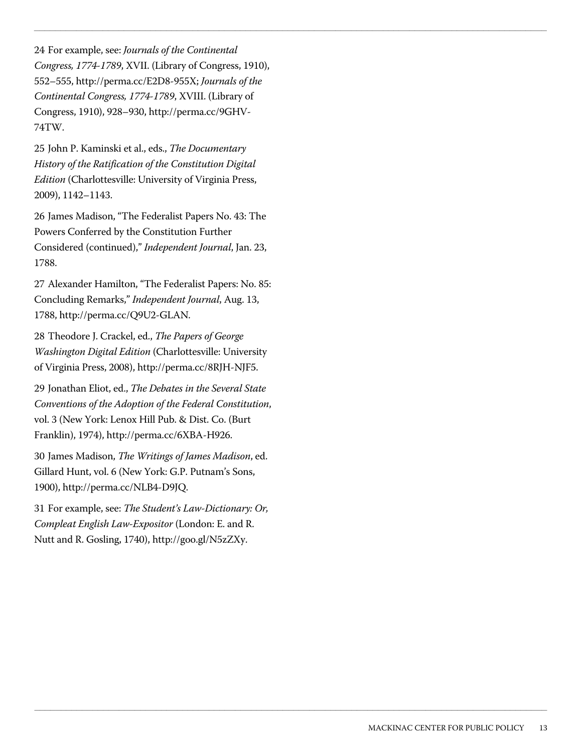24 For example, see: *Journals of the Continental Congress, 1774-1789*, XVII. (Library of Congress, 1910), 552–555, http://perma.cc/E2D8-955X; *Journals of the Continental Congress, 1774-1789*, XVIII. (Library of Congress, 1910), 928–930, http://perma.cc/9GHV-74TW.

25 John P. Kaminski et al., eds., *The Documentary History of the Ratification of the Constitution Digital Edition* (Charlottesville: University of Virginia Press, 2009), 1142–1143.

26 James Madison, "The Federalist Papers No. 43: The Powers Conferred by the Constitution Further Considered (continued)," *Independent Journal*, Jan. 23, 1788.

27 Alexander Hamilton, "The Federalist Papers: No. 85: Concluding Remarks," *Independent Journal*, Aug. 13, 1788, http://perma.cc/Q9U2-GLAN.

28 Theodore J. Crackel, ed., *The Papers of George Washington Digital Edition* (Charlottesville: University of Virginia Press, 2008), http://perma.cc/8RJH-NJF5.

29 Jonathan Eliot, ed., *The Debates in the Several State Conventions of the Adoption of the Federal Constitution*, vol. 3 (New York: Lenox Hill Pub. & Dist. Co. (Burt Franklin), 1974), http://perma.cc/6XBA-H926.

30 James Madison, *The Writings of James Madison*, ed. Gillard Hunt, vol. 6 (New York: G.P. Putnam's Sons, 1900), http://perma.cc/NLB4-D9JQ.

31 For example, see: *The Student's Law-Dictionary: Or, Compleat English Law-Expositor* (London: E. and R. Nutt and R. Gosling, 1740), http://goo.gl/N5zZXy.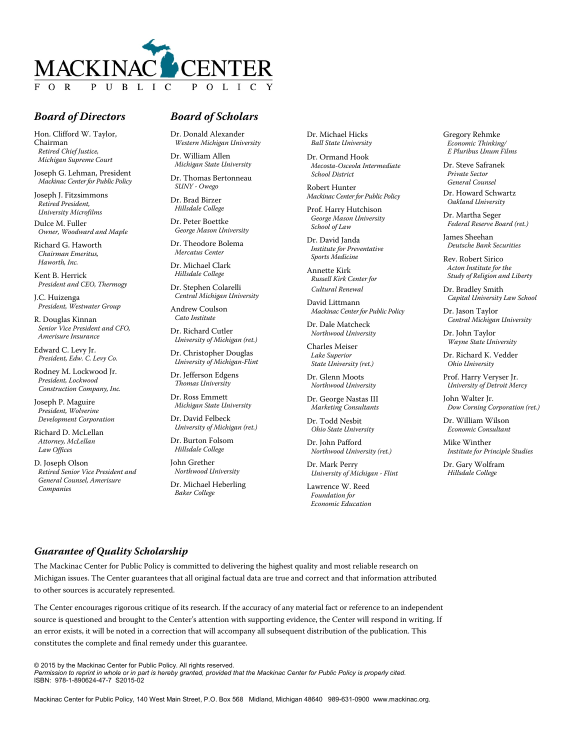# MACKINAC CENTER FOR PUBLIC POLICY

## *Board of Directors*

Hon. Clifford W. Taylor, Chairman
*Retired Chief Justice, Michigan Supreme Court*

Joseph G. Lehman, President
*Mackinac Center for Public Policy*

Joseph J. Fitzsimmons
*Retired President, University Microfilms*

Dulce M. Fuller
*Owner, Woodward and Maple*

Richard G. Haworth
*Chairman Emeritus, Haworth, Inc.*

Kent B. Herrick
*President and CEO, Thermogy*

J.C. Huizenga
*President, Westwater Group*

R. Douglas Kinnan
*Senior Vice President and CFO, Amerisure Insurance*

Edward C. Levy Jr.
*President, Edw. C. Levy Co.*

Rodney M. Lockwood Jr.
*President, Lockwood Construction Company, Inc.*

Joseph P. Maguire
*President, Wolverine Development Corporation*

Richard D. McLellan
*Attorney, McLellan Law Offices*

D. Joseph Olson
*Retired Senior Vice President and General Counsel, Amerisure Companies*

## *Board of Scholars*

Dr. Donald Alexander
*Western Michigan University*

Dr. William Allen
*Michigan State University*

Dr. Thomas Bertonneau
*SUNY - Owego*

Dr. Brad Birzer
*Hillsdale College*

Dr. Peter Boettke
*George Mason University*

Dr. Theodore Bolema
*Mercatus Center*

Dr. Michael Clark
*Hillsdale College*

Dr. Stephen Colarelli
*Central Michigan University*

Andrew Coulson
*Cato Institute*

Dr. Richard Cutler
*University of Michigan (ret.)*

Dr. Christopher Douglas
*University of Michigan-Flint*

Dr. Jefferson Edgens
*Thomas University*

Dr. Ross Emmett
*Michigan State University*

Dr. David Felbeck
*University of Michigan (ret.)*

Dr. Burton Folsom
*Hillsdale College*

John Grether
*Northwood University*

Dr. Michael Heberling
*Baker College*

Dr. Michael Hicks
*Ball State University*

Dr. Ormand Hook
*Mecosta-Osceola Intermediate School District*

Robert Hunter
*Mackinac Center for Public Policy*

Prof. Harry Hutchison
*George Mason University School of Law*

Dr. David Janda
*Institute for Preventative Sports Medicine*

Annette Kirk
*Russell Kirk Center for Cultural Renewal*

David Littmann
*Mackinac Center for Public Policy*

Dr. Dale Matcheck
*Northwood University*

Charles Meiser
*Lake Superior State University (ret.)*

Dr. Glenn Moots
*Northwood University*

Dr. George Nastas III
*Marketing Consultants*

Dr. Todd Nesbit
*Ohio State University*

Dr. John Pafford
*Northwood University (ret.)*

Dr. Mark Perry
*University of Michigan - Flint*

Lawrence W. Reed
*Foundation for Economic Education*

Gregory Rehmke
*Economic Thinking/ E Pluribus Unum Films*

Dr. Steve Safranek
*Private Sector General Counsel*

Dr. Howard Schwartz
*Oakland University*

Dr. Martha Seger
*Federal Reserve Board (ret.)*

James Sheehan
*Deutsche Bank Securities*

Rev. Robert Sirico
*Acton Institute for the Study of Religion and Liberty*

Dr. Bradley Smith
*Capital University Law School*

Dr. Jason Taylor
*Central Michigan University*

Dr. John Taylor
*Wayne State University*

Dr. Richard K. Vedder
*Ohio University*

Prof. Harry Veryser Jr.
*University of Detroit Mercy*

John Walter Jr.
*Dow Corning Corporation (ret.)*

Dr. William Wilson
*Economic Consultant*

Mike Winther
*Institute for Principle Studies*

Dr. Gary Wolfram
*Hillsdale College*

## *Guarantee of Quality Scholarship*

The Mackinac Center for Public Policy is committed to delivering the highest quality and most reliable research on Michigan issues. The Center guarantees that all original factual data are true and correct and that information attributed to other sources is accurately represented.

The Center encourages rigorous critique of its research. If the accuracy of any material fact or reference to an independent source is questioned and brought to the Center's attention with supporting evidence, the Center will respond in writing. If an error exists, it will be noted in a correction that will accompany all subsequent distribution of the publication. This constitutes the complete and final remedy under this guarantee.

© 2015 by the Mackinac Center for Public Policy. All rights reserved.
*Permission to reprint in whole or in part is hereby granted, provided that the Mackinac Center for Public Policy is properly cited.*
ISBN: 978-1-890624-47-7 S2015-02

Mackinac Center for Public Policy, 140 West Main Street, P.O. Box 568 Midland, Michigan 48640 989-631-0900 www.mackinac.org.